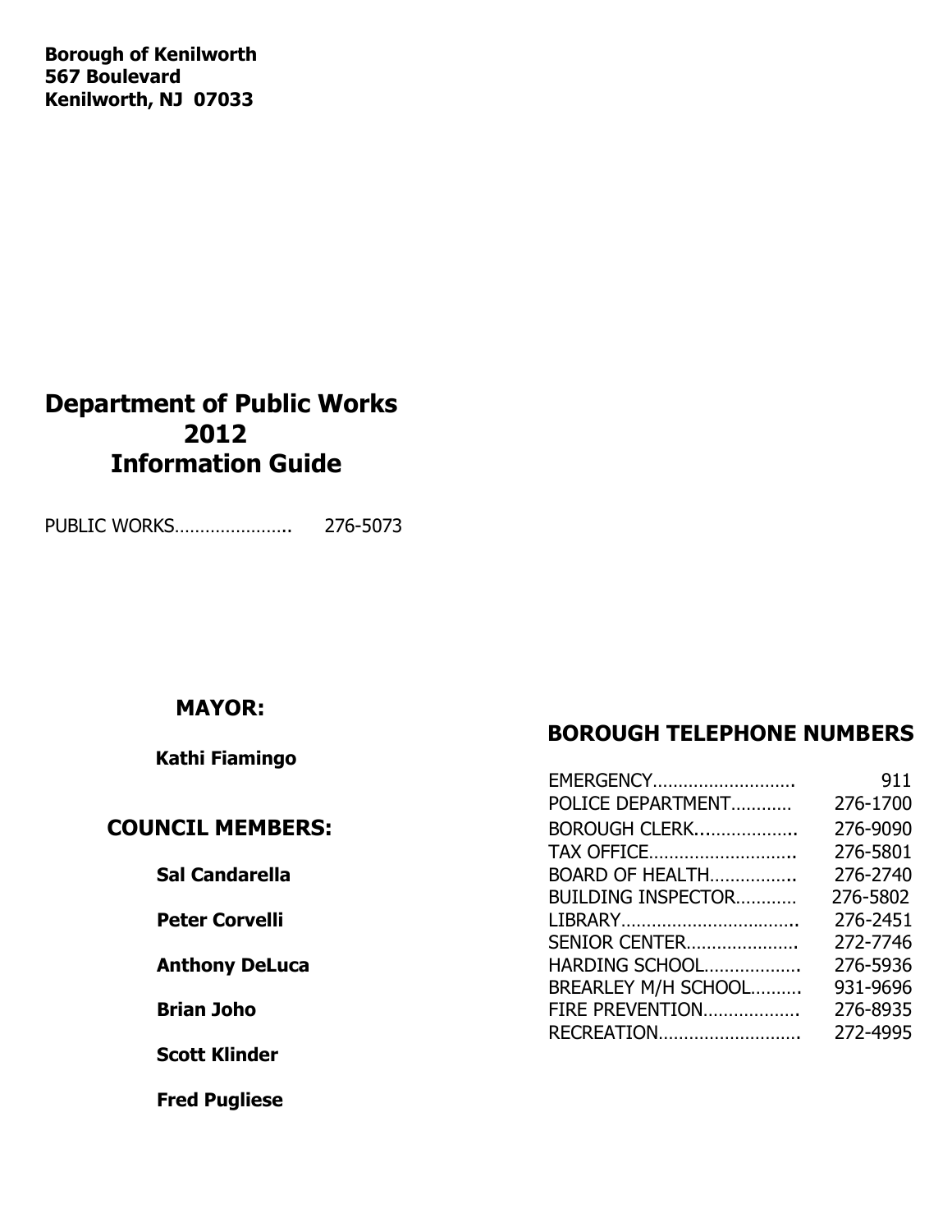**Borough of Kenilworth**
**567 Boulevard**
**Kenilworth, NJ 07033**

# Department of Public Works 2012 Information Guide

PUBLIC WORKS………………….. 276-5073

## MAYOR:

**Kathi Fiamingo**

## COUNCIL MEMBERS:

**Sal Candarella**

**Peter Corvelli**

**Anthony DeLuca**

**Brian Joho**

**Scott Klinder**

**Fred Pugliese**

## BOROUGH TELEPHONE NUMBERS

| | |
|---|---|
| EMERGENCY………………………. | 911 |
| POLICE DEPARTMENT………… | 276-1700 |
| BOROUGH CLERK...…………….. | 276-9090 |
| TAX OFFICE……………………….. | 276-5801 |
| BOARD OF HEALTH…………….. | 276-2740 |
| BUILDING INSPECTOR……….. | 276-5802 |
| LIBRARY…………………………….. | 276-2451 |
| SENIOR CENTER…………………. | 272-7746 |
| HARDING SCHOOL………………. | 276-5936 |
| BREARLEY M/H SCHOOL………. | 931-9696 |
| FIRE PREVENTION………………. | 276-8935 |
| RECREATION………………………. | 272-4995 |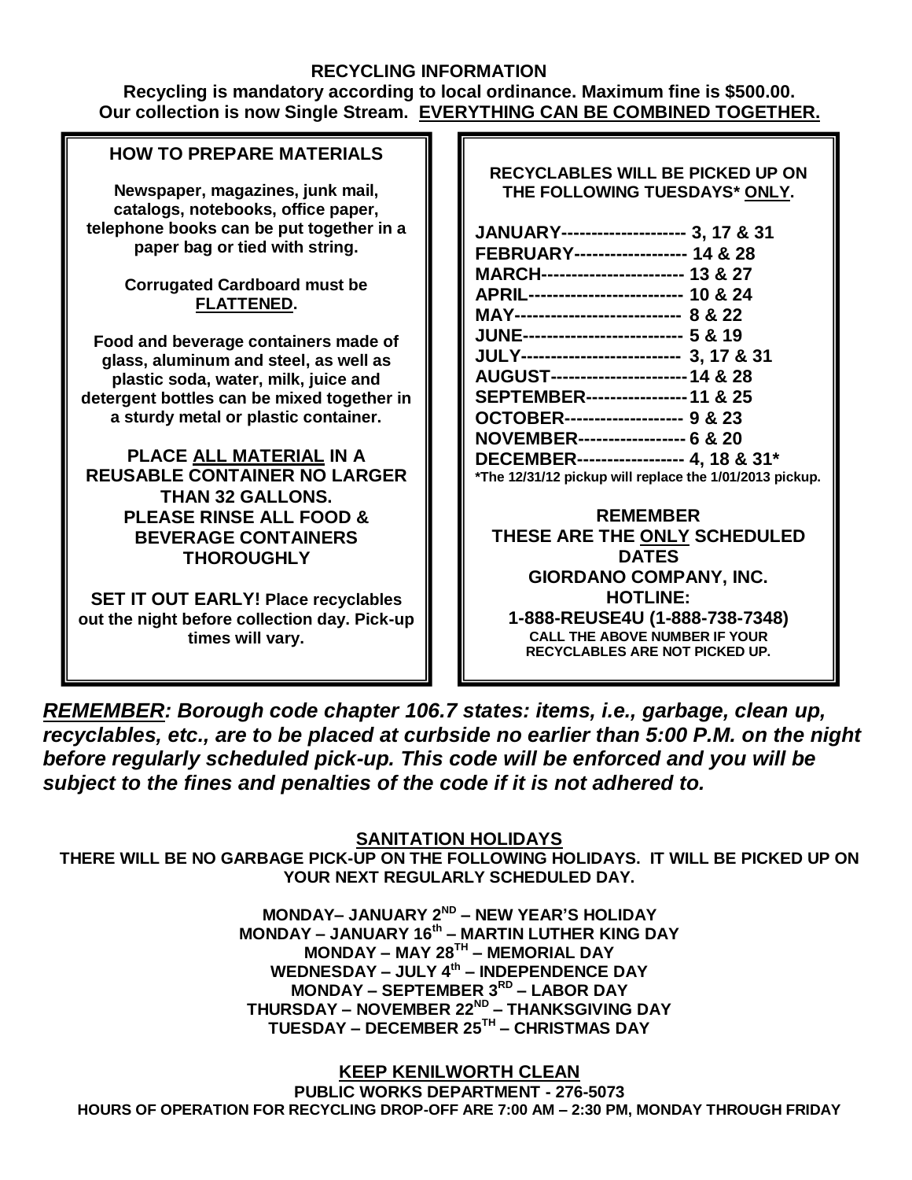## RECYCLING INFORMATION

**Recycling is mandatory according to local ordinance. Maximum fine is $500.00.**
**Our collection is now Single Stream. EVERYTHING CAN BE COMBINED TOGETHER.**

### HOW TO PREPARE MATERIALS

**Newspaper, magazines, junk mail, catalogs, notebooks, office paper, telephone books can be put together in a paper bag or tied with string.**

**Corrugated Cardboard must be FLATTENED.**

**Food and beverage containers made of glass, aluminum and steel, as well as plastic soda, water, milk, juice and detergent bottles can be mixed together in a sturdy metal or plastic container.**

**PLACE ALL MATERIAL IN A REUSABLE CONTAINER NO LARGER THAN 32 GALLONS.**
**PLEASE RINSE ALL FOOD & BEVERAGE CONTAINERS THOROUGHLY**

**SET IT OUT EARLY! Place recyclables out the night before collection day. Pick-up times will vary.**

### RECYCLABLES WILL BE PICKED UP ON THE FOLLOWING TUESDAYS* ONLY.

| | |
|---|---|
| JANUARY | 3, 17 & 31 |
| FEBRUARY | 14 & 28 |
| MARCH | 13 & 27 |
| APRIL | 10 & 24 |
| MAY | 8 & 22 |
| JUNE | 5 & 19 |
| JULY | 3, 17 & 31 |
| AUGUST | 14 & 28 |
| SEPTEMBER | 11 & 25 |
| OCTOBER | 9 & 23 |
| NOVEMBER | 6 & 20 |
| DECEMBER | 4, 18 & 31* |

*The 12/31/12 pickup will replace the 1/01/2013 pickup.

**REMEMBER**
**THESE ARE THE ONLY SCHEDULED DATES**
**GIORDANO COMPANY, INC.**
**HOTLINE:**
**1-888-REUSE4U (1-888-738-7348)**
**CALL THE ABOVE NUMBER IF YOUR RECYCLABLES ARE NOT PICKED UP.**

***REMEMBER: Borough code chapter 106.7 states: items, i.e., garbage, clean up, recyclables, etc., are to be placed at curbside no earlier than 5:00 P.M. on the night before regularly scheduled pick-up. This code will be enforced and you will be subject to the fines and penalties of the code if it is not adhered to.***

### SANITATION HOLIDAYS

**THERE WILL BE NO GARBAGE PICK-UP ON THE FOLLOWING HOLIDAYS. IT WILL BE PICKED UP ON YOUR NEXT REGULARLY SCHEDULED DAY.**

**MONDAY– JANUARY 2ND – NEW YEAR'S HOLIDAY**
**MONDAY – JANUARY 16th – MARTIN LUTHER KING DAY**
**MONDAY – MAY 28TH – MEMORIAL DAY**
**WEDNESDAY – JULY 4th – INDEPENDENCE DAY**
**MONDAY – SEPTEMBER 3RD – LABOR DAY**
**THURSDAY – NOVEMBER 22ND – THANKSGIVING DAY**
**TUESDAY – DECEMBER 25TH – CHRISTMAS DAY**

### KEEP KENILWORTH CLEAN

**PUBLIC WORKS DEPARTMENT - 276-5073**
**HOURS OF OPERATION FOR RECYCLING DROP-OFF ARE 7:00 AM – 2:30 PM, MONDAY THROUGH FRIDAY**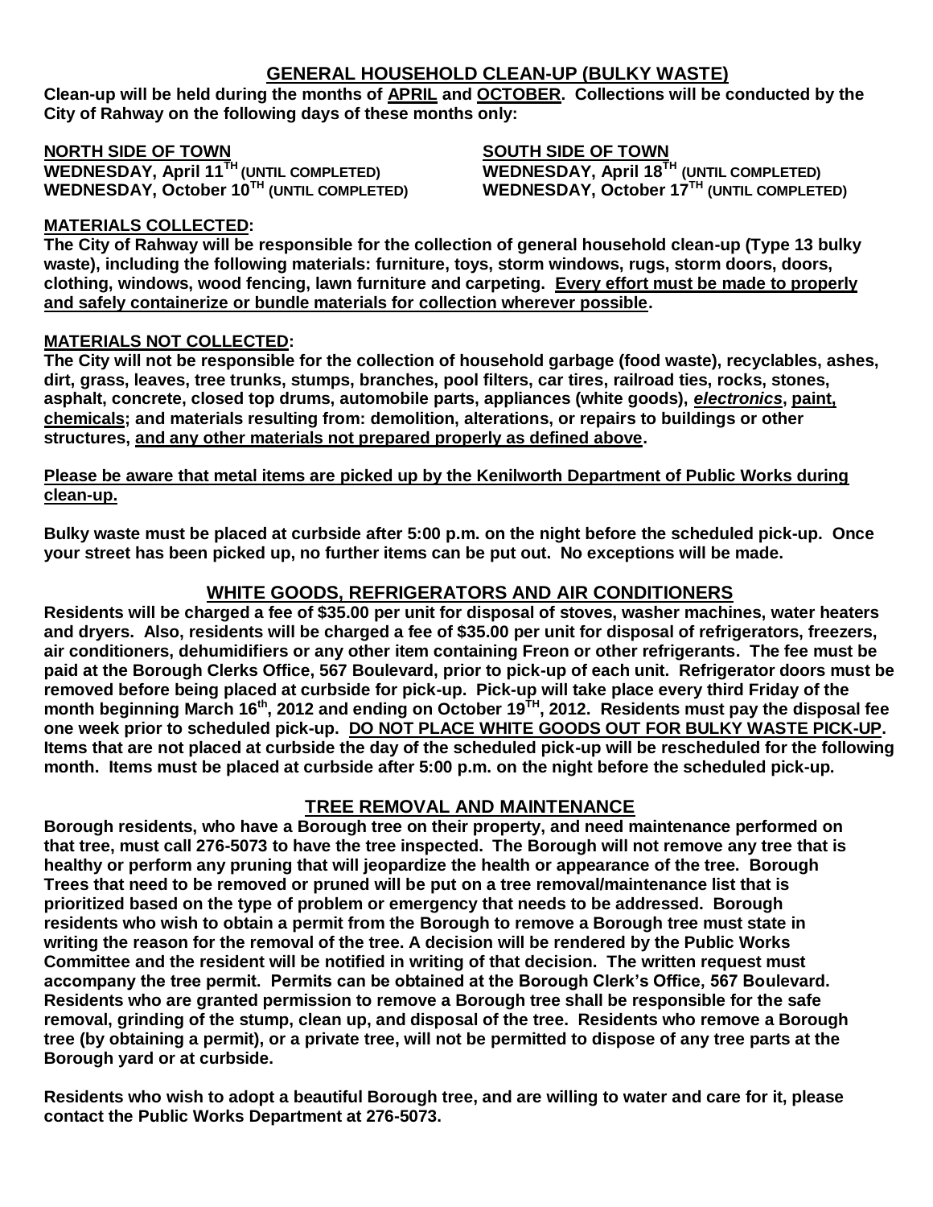## GENERAL HOUSEHOLD CLEAN-UP (BULKY WASTE)

**Clean-up will be held during the months of APRIL and OCTOBER. Collections will be conducted by the City of Rahway on the following days of these months only:**

**NORTH SIDE OF TOWN**
**WEDNESDAY, April 11TH (UNTIL COMPLETED)**
**WEDNESDAY, October 10TH (UNTIL COMPLETED)**

**SOUTH SIDE OF TOWN**
**WEDNESDAY, April 18TH (UNTIL COMPLETED)**
**WEDNESDAY, October 17TH (UNTIL COMPLETED)**

**MATERIALS COLLECTED:**
**The City of Rahway will be responsible for the collection of general household clean-up (Type 13 bulky waste), including the following materials: furniture, toys, storm windows, rugs, storm doors, doors, clothing, windows, wood fencing, lawn furniture and carpeting. Every effort must be made to properly and safely containerize or bundle materials for collection wherever possible.**

**MATERIALS NOT COLLECTED:**
**The City will not be responsible for the collection of household garbage (food waste), recyclables, ashes, dirt, grass, leaves, tree trunks, stumps, branches, pool filters, car tires, railroad ties, rocks, stones, asphalt, concrete, closed top drums, automobile parts, appliances (white goods), *electronics*, paint, chemicals; and materials resulting from: demolition, alterations, or repairs to buildings or other structures, and any other materials not prepared properly as defined above.**

**Please be aware that metal items are picked up by the Kenilworth Department of Public Works during clean-up.**

**Bulky waste must be placed at curbside after 5:00 p.m. on the night before the scheduled pick-up. Once your street has been picked up, no further items can be put out. No exceptions will be made.**

## WHITE GOODS, REFRIGERATORS AND AIR CONDITIONERS

**Residents will be charged a fee of $35.00 per unit for disposal of stoves, washer machines, water heaters and dryers. Also, residents will be charged a fee of $35.00 per unit for disposal of refrigerators, freezers, air conditioners, dehumidifiers or any other item containing Freon or other refrigerants. The fee must be paid at the Borough Clerks Office, 567 Boulevard, prior to pick-up of each unit. Refrigerator doors must be removed before being placed at curbside for pick-up. Pick-up will take place every third Friday of the month beginning March 16th, 2012 and ending on October 19TH, 2012. Residents must pay the disposal fee one week prior to scheduled pick-up. DO NOT PLACE WHITE GOODS OUT FOR BULKY WASTE PICK-UP. Items that are not placed at curbside the day of the scheduled pick-up will be rescheduled for the following month. Items must be placed at curbside after 5:00 p.m. on the night before the scheduled pick-up.**

## TREE REMOVAL AND MAINTENANCE

**Borough residents, who have a Borough tree on their property, and need maintenance performed on that tree, must call 276-5073 to have the tree inspected. The Borough will not remove any tree that is healthy or perform any pruning that will jeopardize the health or appearance of the tree. Borough Trees that need to be removed or pruned will be put on a tree removal/maintenance list that is prioritized based on the type of problem or emergency that needs to be addressed. Borough residents who wish to obtain a permit from the Borough to remove a Borough tree must state in writing the reason for the removal of the tree. A decision will be rendered by the Public Works Committee and the resident will be notified in writing of that decision. The written request must accompany the tree permit. Permits can be obtained at the Borough Clerk's Office, 567 Boulevard. Residents who are granted permission to remove a Borough tree shall be responsible for the safe removal, grinding of the stump, clean up, and disposal of the tree. Residents who remove a Borough tree (by obtaining a permit), or a private tree, will not be permitted to dispose of any tree parts at the Borough yard or at curbside.**

**Residents who wish to adopt a beautiful Borough tree, and are willing to water and care for it, please contact the Public Works Department at 276-5073.**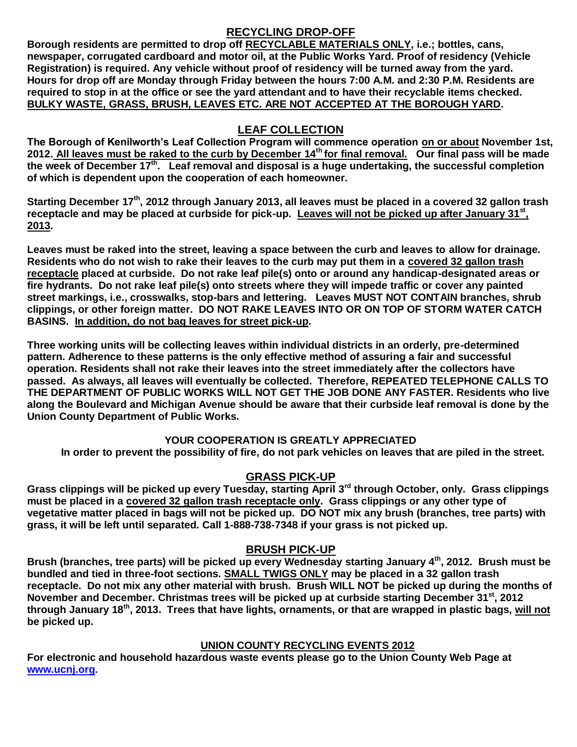## RECYCLING DROP-OFF

**Borough residents are permitted to drop off <u>RECYCLABLE MATERIALS ONLY</u>, i.e.; bottles, cans, newspaper, corrugated cardboard and motor oil, at the Public Works Yard. Proof of residency (Vehicle Registration) is required. Any vehicle without proof of residency will be turned away from the yard. Hours for drop off are Monday through Friday between the hours 7:00 A.M. and 2:30 P.M. Residents are required to stop in at the office or see the yard attendant and to have their recyclable items checked. <u>BULKY WASTE, GRASS, BRUSH, LEAVES ETC. ARE NOT ACCEPTED AT THE BOROUGH YARD</u>.**

## LEAF COLLECTION

**The Borough of Kenilworth's Leaf Collection Program will commence operation <u>on or about</u> November 1st, 2012. <u>All leaves must be raked to the curb by December 14th for final removal.</u> Our final pass will be made the week of December 17th. Leaf removal and disposal is a huge undertaking, the successful completion of which is dependent upon the cooperation of each homeowner.**

**Starting December 17th, 2012 through January 2013, all leaves must be placed in a covered 32 gallon trash receptacle and may be placed at curbside for pick-up. <u>Leaves will not be picked up after January 31st, 2013</u>.**

**Leaves must be raked into the street, leaving a space between the curb and leaves to allow for drainage. Residents who do not wish to rake their leaves to the curb may put them in a <u>covered 32 gallon trash receptacle</u> placed at curbside. Do not rake leaf pile(s) onto or around any handicap-designated areas or fire hydrants. Do not rake leaf pile(s) onto streets where they will impede traffic or cover any painted street markings, i.e., crosswalks, stop-bars and lettering. Leaves MUST NOT CONTAIN branches, shrub clippings, or other foreign matter. DO NOT RAKE LEAVES INTO OR ON TOP OF STORM WATER CATCH BASINS. <u>In addition, do not bag leaves for street pick-up</u>.**

**Three working units will be collecting leaves within individual districts in an orderly, pre-determined pattern. Adherence to these patterns is the only effective method of assuring a fair and successful operation. Residents shall not rake their leaves into the street immediately after the collectors have passed. As always, all leaves will eventually be collected. Therefore, REPEATED TELEPHONE CALLS TO THE DEPARTMENT OF PUBLIC WORKS WILL NOT GET THE JOB DONE ANY FASTER. Residents who live along the Boulevard and Michigan Avenue should be aware that their curbside leaf removal is done by the Union County Department of Public Works.**

**YOUR COOPERATION IS GREATLY APPRECIATED**

**In order to prevent the possibility of fire, do not park vehicles on leaves that are piled in the street.**

## GRASS PICK-UP

**Grass clippings will be picked up every Tuesday, starting April 3rd through October, only. Grass clippings must be placed in a <u>covered 32 gallon trash receptacle only</u>. Grass clippings or any other type of vegetative matter placed in bags will not be picked up. DO NOT mix any brush (branches, tree parts) with grass, it will be left until separated. Call 1-888-738-7348 if your grass is not picked up.**

## BRUSH PICK-UP

**Brush (branches, tree parts) will be picked up every Wednesday starting January 4th, 2012. Brush must be bundled and tied in three-foot sections. <u>SMALL TWIGS ONLY</u> may be placed in a 32 gallon trash receptacle. Do not mix any other material with brush. Brush WILL NOT be picked up during the months of November and December. Christmas trees will be picked up at curbside starting December 31st, 2012 through January 18th, 2013. Trees that have lights, ornaments, or that are wrapped in plastic bags, <u>will not</u> be picked up.**

## UNION COUNTY RECYCLING EVENTS 2012

**For electronic and household hazardous waste events please go to the Union County Web Page at [www.ucnj.org](http://www.ucnj.org).**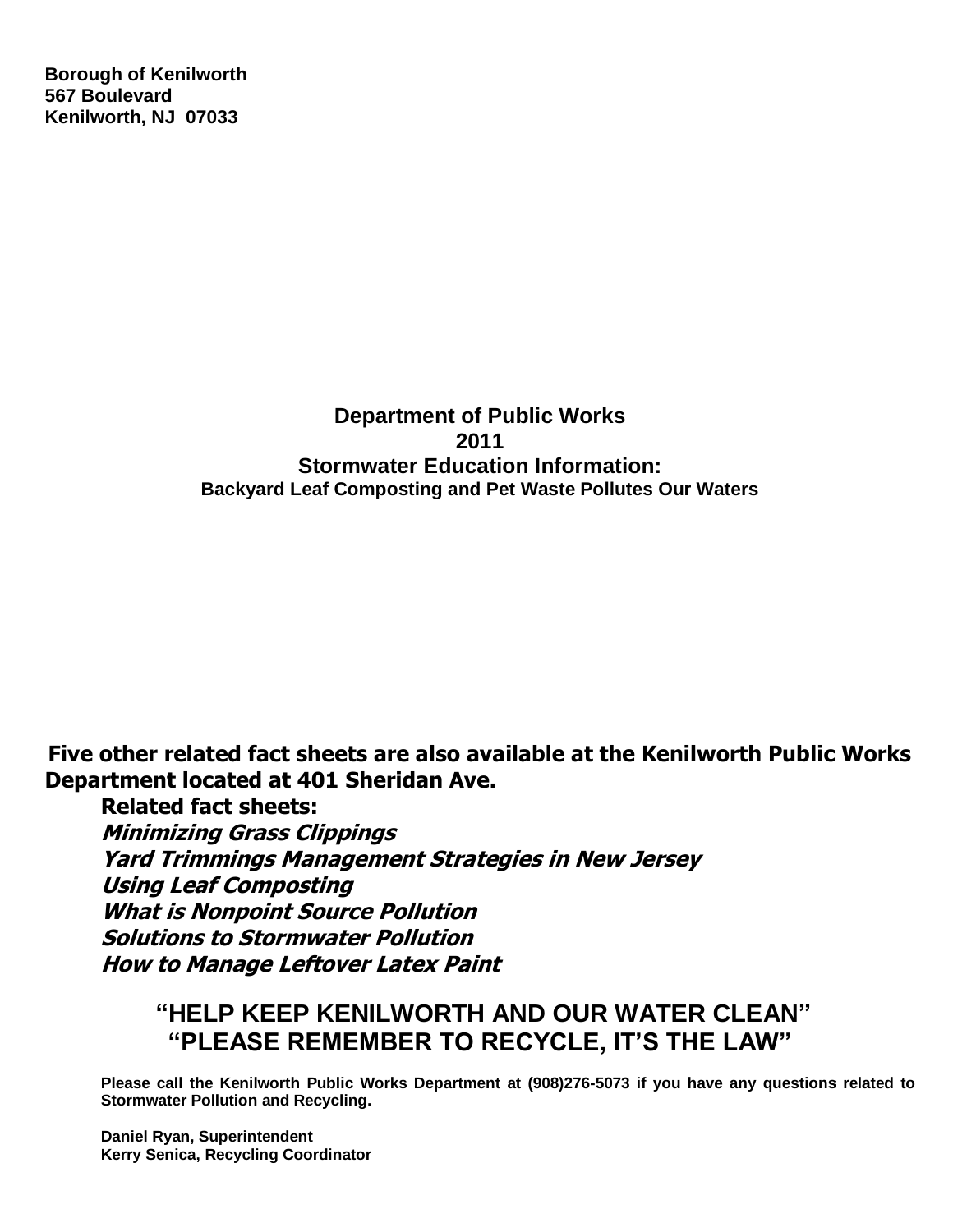**Borough of Kenilworth**
**567 Boulevard**
**Kenilworth, NJ 07033**

## Department of Public Works
## 2011
## Stormwater Education Information:
### Backyard Leaf Composting and Pet Waste Pollutes Our Waters

**Five other related fact sheets are also available at the Kenilworth Public Works Department located at 401 Sheridan Ave.**

**Related fact sheets:**

***Minimizing Grass Clippings***
***Yard Trimmings Management Strategies in New Jersey***
***Using Leaf Composting***
***What is Nonpoint Source Pollution***
***Solutions to Stormwater Pollution***
***How to Manage Leftover Latex Paint***

**"HELP KEEP KENILWORTH AND OUR WATER CLEAN"**
**"PLEASE REMEMBER TO RECYCLE, IT'S THE LAW"**

**Please call the Kenilworth Public Works Department at (908)276-5073 if you have any questions related to Stormwater Pollution and Recycling.**

**Daniel Ryan, Superintendent**
**Kerry Senica, Recycling Coordinator**